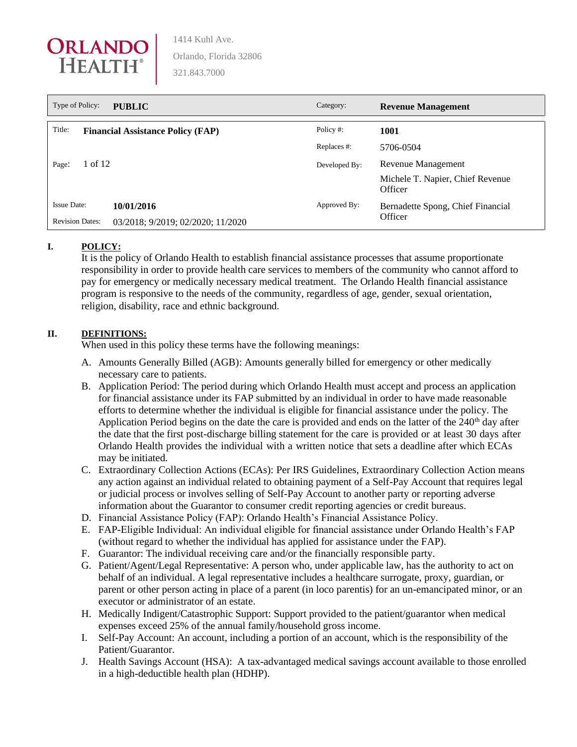**ORLANDO HEALTH®**

1414 Kuhl Ave.
Orlando, Florida 32806
321.843.7000

| Type of Policy: | **PUBLIC** | Category: | **Revenue Management** |
|---|---|---|---|
| Title: | **Financial Assistance Policy (FAP)** | Policy #: | **1001** |
| | | Replaces #: | 5706-0504 |
| Page: | 1 of 12 | Developed By: | Revenue Management<br>Michele T. Napier, Chief Revenue Officer |
| Issue Date: | **10/01/2016** | Approved By: | Bernadette Spong, Chief Financial Officer |
| Revision Dates: | 03/2018; 9/2019; 02/2020; 11/2020 | | |

## I. POLICY:

It is the policy of Orlando Health to establish financial assistance processes that assume proportionate responsibility in order to provide health care services to members of the community who cannot afford to pay for emergency or medically necessary medical treatment. The Orlando Health financial assistance program is responsive to the needs of the community, regardless of age, gender, sexual orientation, religion, disability, race and ethnic background.

## II. DEFINITIONS:

When used in this policy these terms have the following meanings:

A. Amounts Generally Billed (AGB): Amounts generally billed for emergency or other medically necessary care to patients.

B. Application Period: The period during which Orlando Health must accept and process an application for financial assistance under its FAP submitted by an individual in order to have made reasonable efforts to determine whether the individual is eligible for financial assistance under the policy. The Application Period begins on the date the care is provided and ends on the latter of the 240th day after the date that the first post-discharge billing statement for the care is provided or at least 30 days after Orlando Health provides the individual with a written notice that sets a deadline after which ECAs may be initiated.

C. Extraordinary Collection Actions (ECAs): Per IRS Guidelines, Extraordinary Collection Action means any action against an individual related to obtaining payment of a Self-Pay Account that requires legal or judicial process or involves selling of Self-Pay Account to another party or reporting adverse information about the Guarantor to consumer credit reporting agencies or credit bureaus.

D. Financial Assistance Policy (FAP): Orlando Health's Financial Assistance Policy.

E. FAP-Eligible Individual: An individual eligible for financial assistance under Orlando Health's FAP (without regard to whether the individual has applied for assistance under the FAP).

F. Guarantor: The individual receiving care and/or the financially responsible party.

G. Patient/Agent/Legal Representative: A person who, under applicable law, has the authority to act on behalf of an individual. A legal representative includes a healthcare surrogate, proxy, guardian, or parent or other person acting in place of a parent (in loco parentis) for an un-emancipated minor, or an executor or administrator of an estate.

H. Medically Indigent/Catastrophic Support: Support provided to the patient/guarantor when medical expenses exceed 25% of the annual family/household gross income.

I. Self-Pay Account: An account, including a portion of an account, which is the responsibility of the Patient/Guarantor.

J. Health Savings Account (HSA): A tax-advantaged medical savings account available to those enrolled in a high-deductible health plan (HDHP).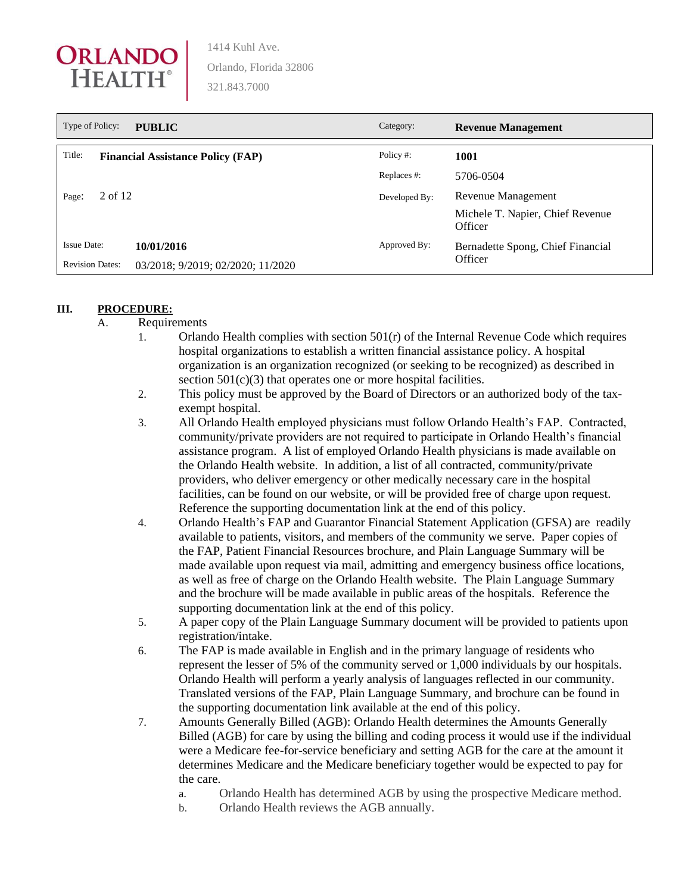| Type of Policy: **PUBLIC** | | Category: | **Revenue Management** |
|---|---|---|---|
| Title: | **Financial Assistance Policy (FAP)** | Policy #: | **1001** |
| | | Replaces #: | 5706-0504 |
| | | Developed By: | Revenue Management<br>Michele T. Napier, Chief Revenue Officer |
| Issue Date: | **10/01/2016** | Approved By: | Bernadette Spong, Chief Financial Officer |
| Revision Dates: | 03/2018; 9/2019; 02/2020; 11/2020 | | |

## III. PROCEDURE:

A. Requirements

1. Orlando Health complies with section 501(r) of the Internal Revenue Code which requires hospital organizations to establish a written financial assistance policy. A hospital organization is an organization recognized (or seeking to be recognized) as described in section 501(c)(3) that operates one or more hospital facilities.
2. This policy must be approved by the Board of Directors or an authorized body of the tax-exempt hospital.
3. All Orlando Health employed physicians must follow Orlando Health's FAP. Contracted, community/private providers are not required to participate in Orlando Health's financial assistance program. A list of employed Orlando Health physicians is made available on the Orlando Health website. In addition, a list of all contracted, community/private providers, who deliver emergency or other medically necessary care in the hospital facilities, can be found on our website, or will be provided free of charge upon request. Reference the supporting documentation link at the end of this policy.
4. Orlando Health's FAP and Guarantor Financial Statement Application (GFSA) are readily available to patients, visitors, and members of the community we serve. Paper copies of the FAP, Patient Financial Resources brochure, and Plain Language Summary will be made available upon request via mail, admitting and emergency business office locations, as well as free of charge on the Orlando Health website. The Plain Language Summary and the brochure will be made available in public areas of the hospitals. Reference the supporting documentation link at the end of this policy.
5. A paper copy of the Plain Language Summary document will be provided to patients upon registration/intake.
6. The FAP is made available in English and in the primary language of residents who represent the lesser of 5% of the community served or 1,000 individuals by our hospitals. Orlando Health will perform a yearly analysis of languages reflected in our community. Translated versions of the FAP, Plain Language Summary, and brochure can be found in the supporting documentation link available at the end of this policy.
7. Amounts Generally Billed (AGB): Orlando Health determines the Amounts Generally Billed (AGB) for care by using the billing and coding process it would use if the individual were a Medicare fee-for-service beneficiary and setting AGB for the care at the amount it determines Medicare and the Medicare beneficiary together would be expected to pay for the care.
   a. Orlando Health has determined AGB by using the prospective Medicare method.
   b. Orlando Health reviews the AGB annually.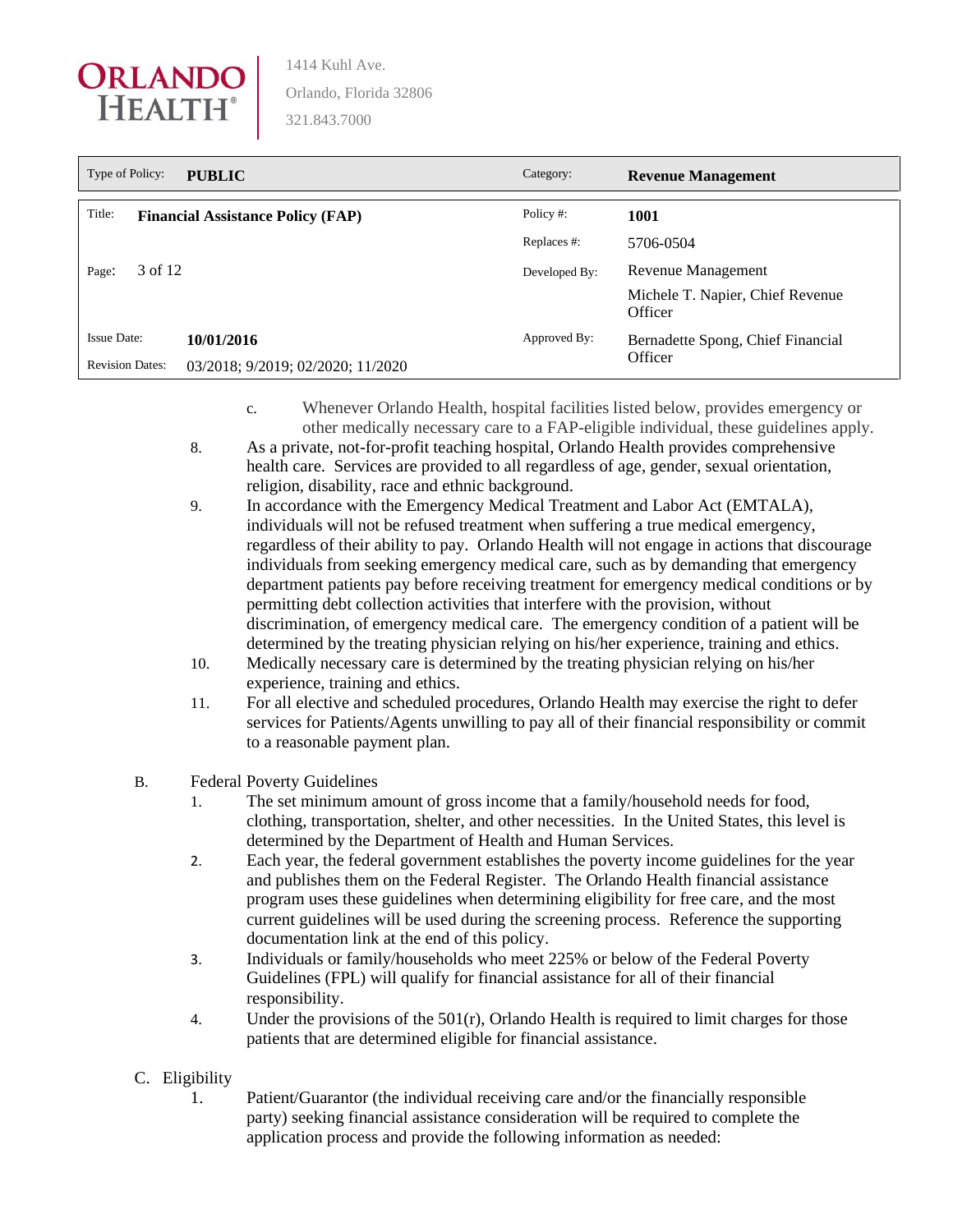c. Whenever Orlando Health, hospital facilities listed below, provides emergency or other medically necessary care to a FAP-eligible individual, these guidelines apply.

8. As a private, not-for-profit teaching hospital, Orlando Health provides comprehensive health care. Services are provided to all regardless of age, gender, sexual orientation, religion, disability, race and ethnic background.

9. In accordance with the Emergency Medical Treatment and Labor Act (EMTALA), individuals will not be refused treatment when suffering a true medical emergency, regardless of their ability to pay. Orlando Health will not engage in actions that discourage individuals from seeking emergency medical care, such as by demanding that emergency department patients pay before receiving treatment for emergency medical conditions or by permitting debt collection activities that interfere with the provision, without discrimination, of emergency medical care. The emergency condition of a patient will be determined by the treating physician relying on his/her experience, training and ethics.

10. Medically necessary care is determined by the treating physician relying on his/her experience, training and ethics.

11. For all elective and scheduled procedures, Orlando Health may exercise the right to defer services for Patients/Agents unwilling to pay all of their financial responsibility or commit to a reasonable payment plan.

B. Federal Poverty Guidelines

1. The set minimum amount of gross income that a family/household needs for food, clothing, transportation, shelter, and other necessities. In the United States, this level is determined by the Department of Health and Human Services.

2. Each year, the federal government establishes the poverty income guidelines for the year and publishes them on the Federal Register. The Orlando Health financial assistance program uses these guidelines when determining eligibility for free care, and the most current guidelines will be used during the screening process. Reference the supporting documentation link at the end of this policy.

3. Individuals or family/households who meet 225% or below of the Federal Poverty Guidelines (FPL) will qualify for financial assistance for all of their financial responsibility.

4. Under the provisions of the 501(r), Orlando Health is required to limit charges for those patients that are determined eligible for financial assistance.

C. Eligibility

1. Patient/Guarantor (the individual receiving care and/or the financially responsible party) seeking financial assistance consideration will be required to complete the application process and provide the following information as needed: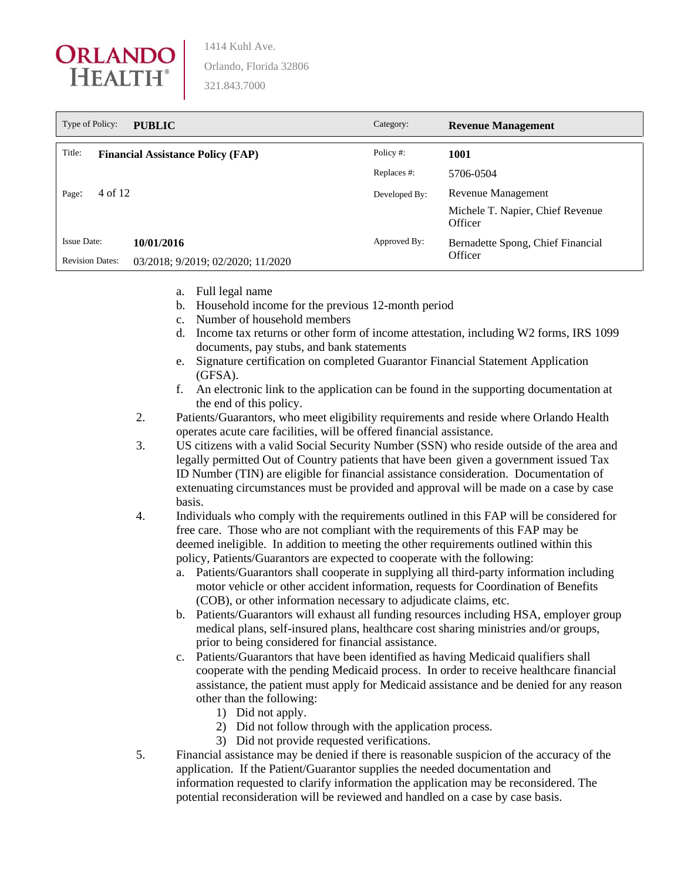a. Full legal name
b. Household income for the previous 12-month period
c. Number of household members
d. Income tax returns or other form of income attestation, including W2 forms, IRS 1099 documents, pay stubs, and bank statements
e. Signature certification on completed Guarantor Financial Statement Application (GFSA).
f. An electronic link to the application can be found in the supporting documentation at the end of this policy.

2. Patients/Guarantors, who meet eligibility requirements and reside where Orlando Health operates acute care facilities, will be offered financial assistance.
3. US citizens with a valid Social Security Number (SSN) who reside outside of the area and legally permitted Out of Country patients that have been given a government issued Tax ID Number (TIN) are eligible for financial assistance consideration. Documentation of extenuating circumstances must be provided and approval will be made on a case by case basis.
4. Individuals who comply with the requirements outlined in this FAP will be considered for free care. Those who are not compliant with the requirements of this FAP may be deemed ineligible. In addition to meeting the other requirements outlined within this policy, Patients/Guarantors are expected to cooperate with the following:
   a. Patients/Guarantors shall cooperate in supplying all third-party information including motor vehicle or other accident information, requests for Coordination of Benefits (COB), or other information necessary to adjudicate claims, etc.
   b. Patients/Guarantors will exhaust all funding resources including HSA, employer group medical plans, self-insured plans, healthcare cost sharing ministries and/or groups, prior to being considered for financial assistance.
   c. Patients/Guarantors that have been identified as having Medicaid qualifiers shall cooperate with the pending Medicaid process. In order to receive healthcare financial assistance, the patient must apply for Medicaid assistance and be denied for any reason other than the following:
      1) Did not apply.
      2) Did not follow through with the application process.
      3) Did not provide requested verifications.
5. Financial assistance may be denied if there is reasonable suspicion of the accuracy of the application. If the Patient/Guarantor supplies the needed documentation and information requested to clarify information the application may be reconsidered. The potential reconsideration will be reviewed and handled on a case by case basis.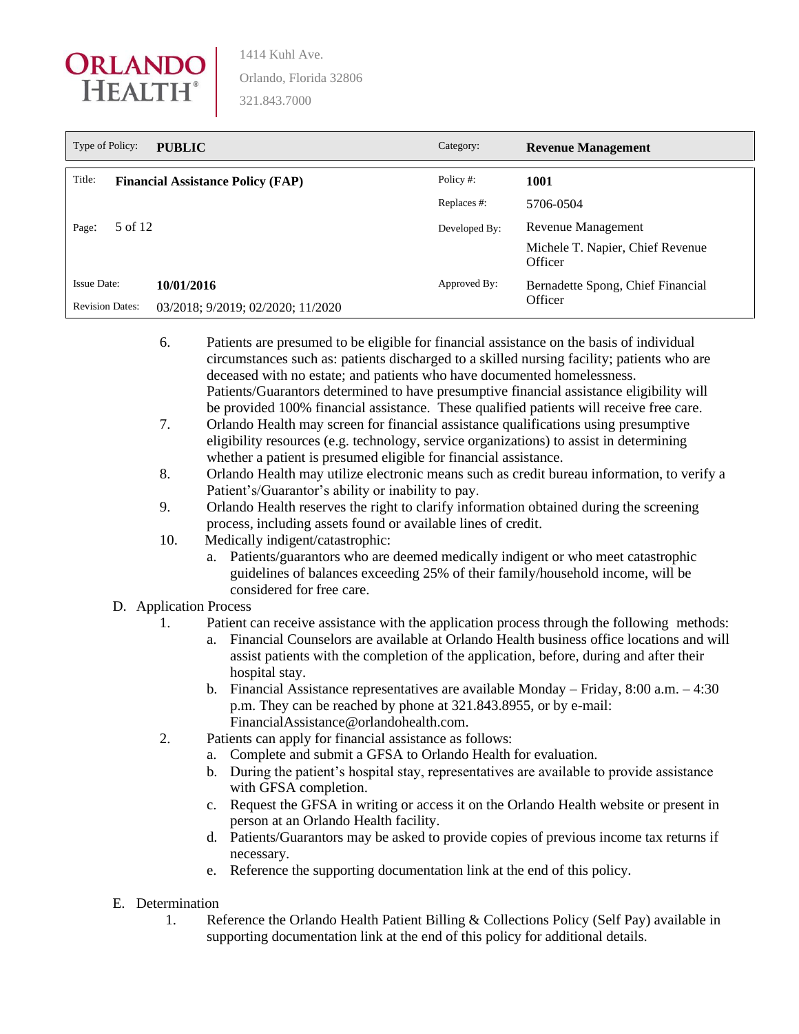6. Patients are presumed to be eligible for financial assistance on the basis of individual circumstances such as: patients discharged to a skilled nursing facility; patients who are deceased with no estate; and patients who have documented homelessness. Patients/Guarantors determined to have presumptive financial assistance eligibility will be provided 100% financial assistance. These qualified patients will receive free care.
7. Orlando Health may screen for financial assistance qualifications using presumptive eligibility resources (e.g. technology, service organizations) to assist in determining whether a patient is presumed eligible for financial assistance.
8. Orlando Health may utilize electronic means such as credit bureau information, to verify a Patient's/Guarantor's ability or inability to pay.
9. Orlando Health reserves the right to clarify information obtained during the screening process, including assets found or available lines of credit.
10. Medically indigent/catastrophic:
    a. Patients/guarantors who are deemed medically indigent or who meet catastrophic guidelines of balances exceeding 25% of their family/household income, will be considered for free care.

D. Application Process
1. Patient can receive assistance with the application process through the following methods:
    a. Financial Counselors are available at Orlando Health business office locations and will assist patients with the completion of the application, before, during and after their hospital stay.
    b. Financial Assistance representatives are available Monday – Friday, 8:00 a.m. – 4:30 p.m. They can be reached by phone at 321.843.8955, or by e-mail: FinancialAssistance@orlandohealth.com.
2. Patients can apply for financial assistance as follows:
    a. Complete and submit a GFSA to Orlando Health for evaluation.
    b. During the patient's hospital stay, representatives are available to provide assistance with GFSA completion.
    c. Request the GFSA in writing or access it on the Orlando Health website or present in person at an Orlando Health facility.
    d. Patients/Guarantors may be asked to provide copies of previous income tax returns if necessary.
    e. Reference the supporting documentation link at the end of this policy.

E. Determination
1. Reference the Orlando Health Patient Billing & Collections Policy (Self Pay) available in supporting documentation link at the end of this policy for additional details.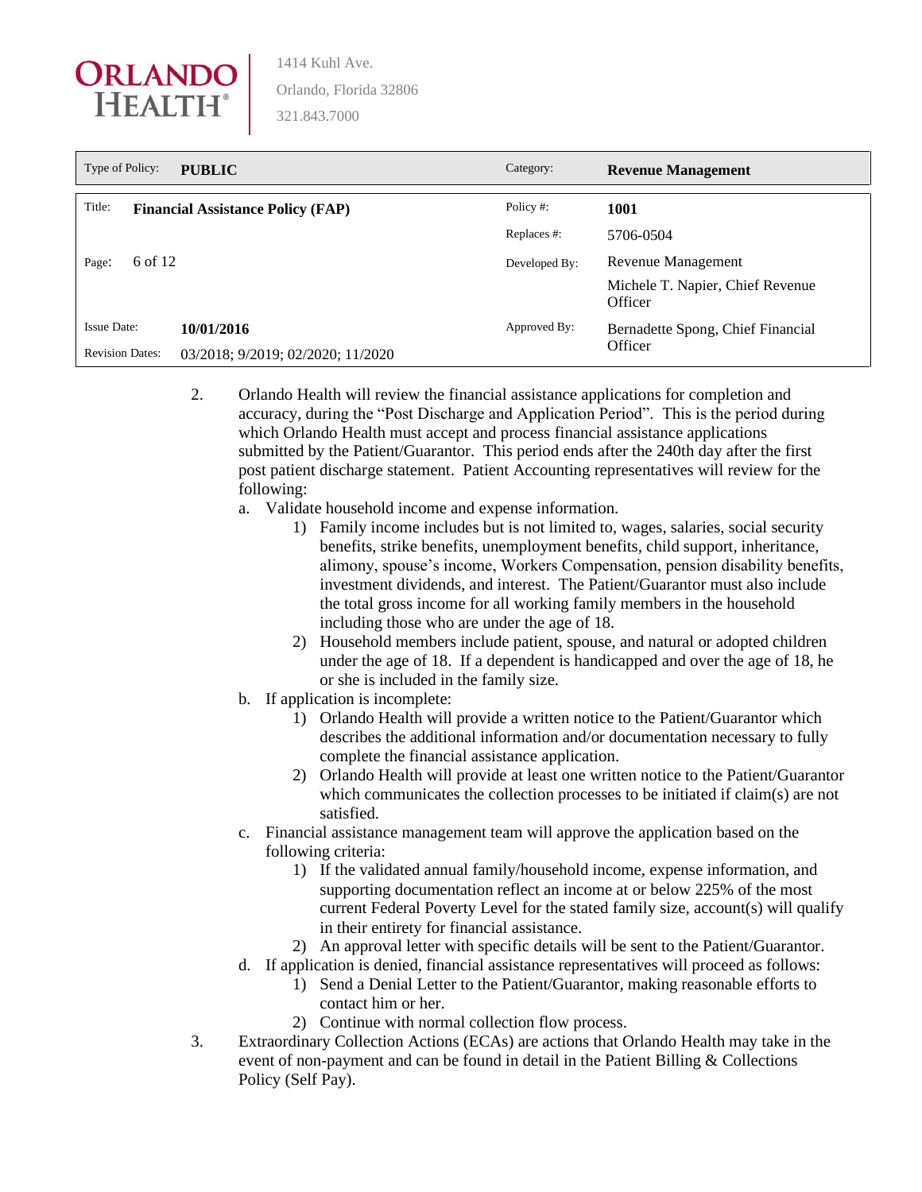2. Orlando Health will review the financial assistance applications for completion and accuracy, during the "Post Discharge and Application Period". This is the period during which Orlando Health must accept and process financial assistance applications submitted by the Patient/Guarantor. This period ends after the 240th day after the first post patient discharge statement. Patient Accounting representatives will review for the following:
   a. Validate household income and expense information.
      1) Family income includes but is not limited to, wages, salaries, social security benefits, strike benefits, unemployment benefits, child support, inheritance, alimony, spouse's income, Workers Compensation, pension disability benefits, investment dividends, and interest. The Patient/Guarantor must also include the total gross income for all working family members in the household including those who are under the age of 18.
      2) Household members include patient, spouse, and natural or adopted children under the age of 18. If a dependent is handicapped and over the age of 18, he or she is included in the family size.
   b. If application is incomplete:
      1) Orlando Health will provide a written notice to the Patient/Guarantor which describes the additional information and/or documentation necessary to fully complete the financial assistance application.
      2) Orlando Health will provide at least one written notice to the Patient/Guarantor which communicates the collection processes to be initiated if claim(s) are not satisfied.
   c. Financial assistance management team will approve the application based on the following criteria:
      1) If the validated annual family/household income, expense information, and supporting documentation reflect an income at or below 225% of the most current Federal Poverty Level for the stated family size, account(s) will qualify in their entirety for financial assistance.
      2) An approval letter with specific details will be sent to the Patient/Guarantor.
   d. If application is denied, financial assistance representatives will proceed as follows:
      1) Send a Denial Letter to the Patient/Guarantor, making reasonable efforts to contact him or her.
      2) Continue with normal collection flow process.
3. Extraordinary Collection Actions (ECAs) are actions that Orlando Health may take in the event of non-payment and can be found in detail in the Patient Billing & Collections Policy (Self Pay).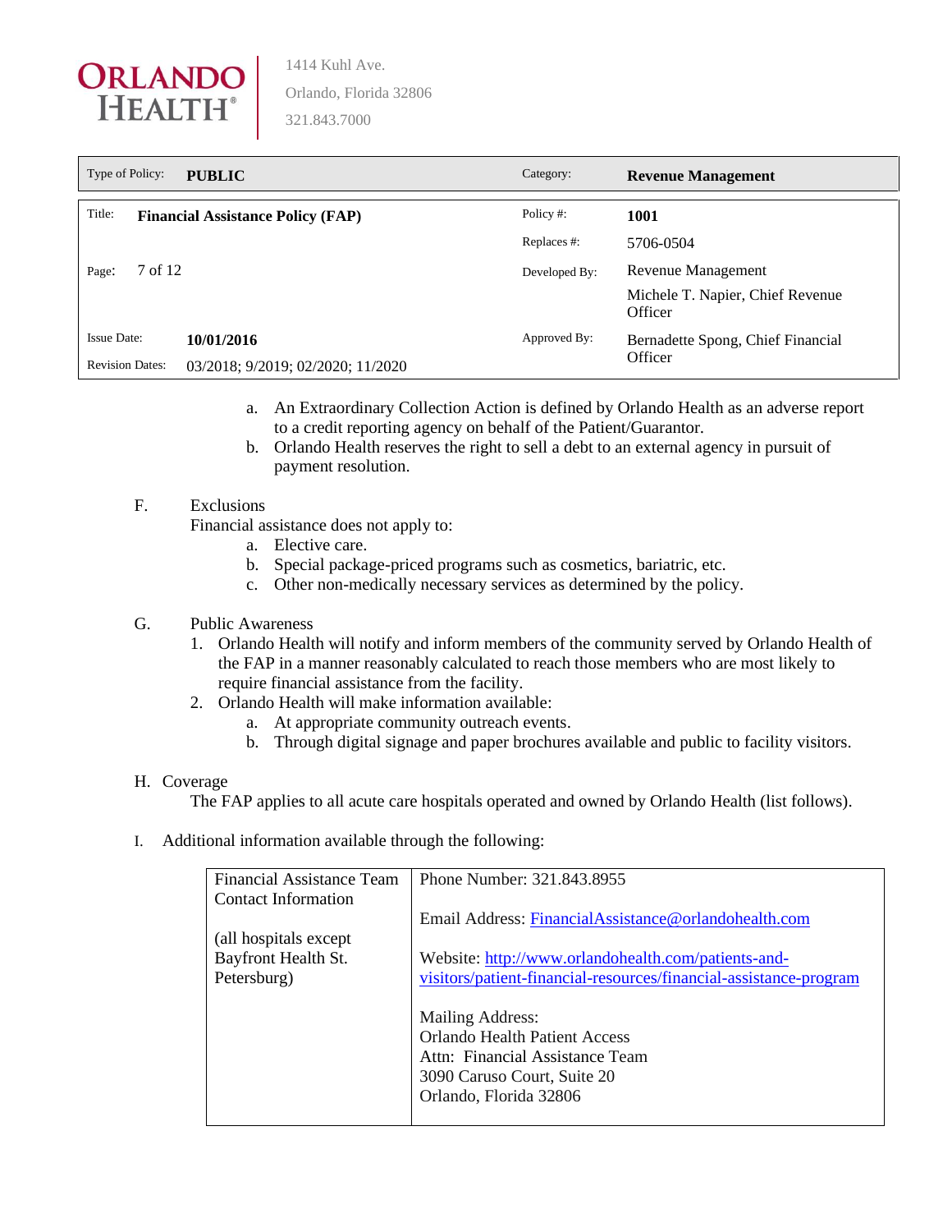a. An Extraordinary Collection Action is defined by Orlando Health as an adverse report to a credit reporting agency on behalf of the Patient/Guarantor.
b. Orlando Health reserves the right to sell a debt to an external agency in pursuit of payment resolution.

F. Exclusions

Financial assistance does not apply to:

a. Elective care.
b. Special package-priced programs such as cosmetics, bariatric, etc.
c. Other non-medically necessary services as determined by the policy.

G. Public Awareness

1. Orlando Health will notify and inform members of the community served by Orlando Health of the FAP in a manner reasonably calculated to reach those members who are most likely to require financial assistance from the facility.
2. Orlando Health will make information available:
   a. At appropriate community outreach events.
   b. Through digital signage and paper brochures available and public to facility visitors.

H. Coverage

The FAP applies to all acute care hospitals operated and owned by Orlando Health (list follows).

I. Additional information available through the following:

| Financial Assistance Team Contact Information<br><br>(all hospitals except Bayfront Health St. Petersburg) | Phone Number: 321.843.8955<br><br>Email Address: FinancialAssistance@orlandohealth.com<br><br>Website: http://www.orlandohealth.com/patients-and-visitors/patient-financial-resources/financial-assistance-program<br><br>Mailing Address:<br>Orlando Health Patient Access<br>Attn: Financial Assistance Team<br>3090 Caruso Court, Suite 20<br>Orlando, Florida 32806 |
|---|---|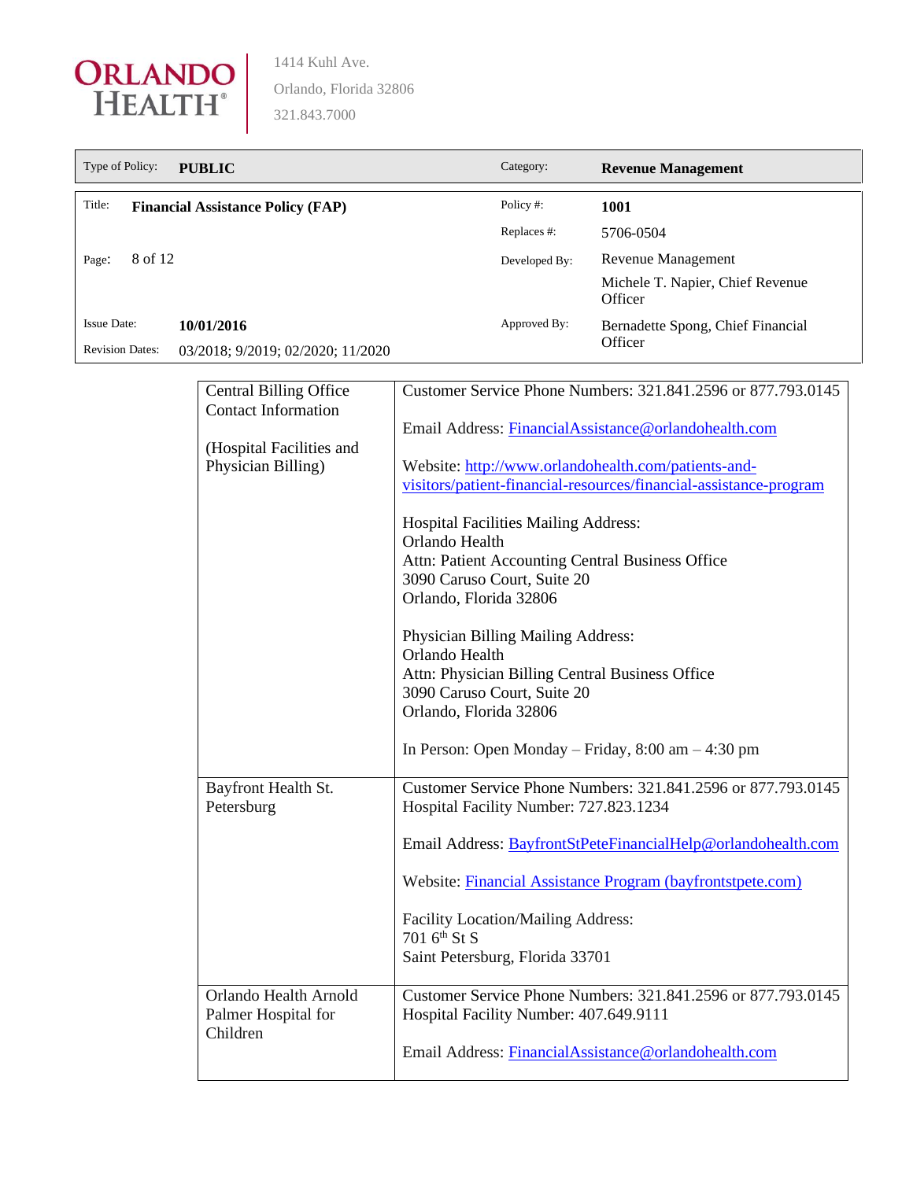| | |
|---|---|
| Central Billing Office Contact Information<br><br>(Hospital Facilities and Physician Billing) | Customer Service Phone Numbers: 321.841.2596 or 877.793.0145<br><br>Email Address: FinancialAssistance@orlandohealth.com<br><br>Website: http://www.orlandohealth.com/patients-and-visitors/patient-financial-resources/financial-assistance-program<br><br>Hospital Facilities Mailing Address:<br>Orlando Health<br>Attn: Patient Accounting Central Business Office<br>3090 Caruso Court, Suite 20<br>Orlando, Florida 32806<br><br>Physician Billing Mailing Address:<br>Orlando Health<br>Attn: Physician Billing Central Business Office<br>3090 Caruso Court, Suite 20<br>Orlando, Florida 32806<br><br>In Person: Open Monday – Friday, 8:00 am – 4:30 pm |
| Bayfront Health St. Petersburg | Customer Service Phone Numbers: 321.841.2596 or 877.793.0145<br>Hospital Facility Number: 727.823.1234<br><br>Email Address: BayfrontStPeteFinancialHelp@orlandohealth.com<br><br>Website: Financial Assistance Program (bayfrontstpete.com)<br><br>Facility Location/Mailing Address:<br>701 6th St S<br>Saint Petersburg, Florida 33701 |
| Orlando Health Arnold Palmer Hospital for Children | Customer Service Phone Numbers: 321.841.2596 or 877.793.0145<br>Hospital Facility Number: 407.649.9111<br><br>Email Address: FinancialAssistance@orlandohealth.com |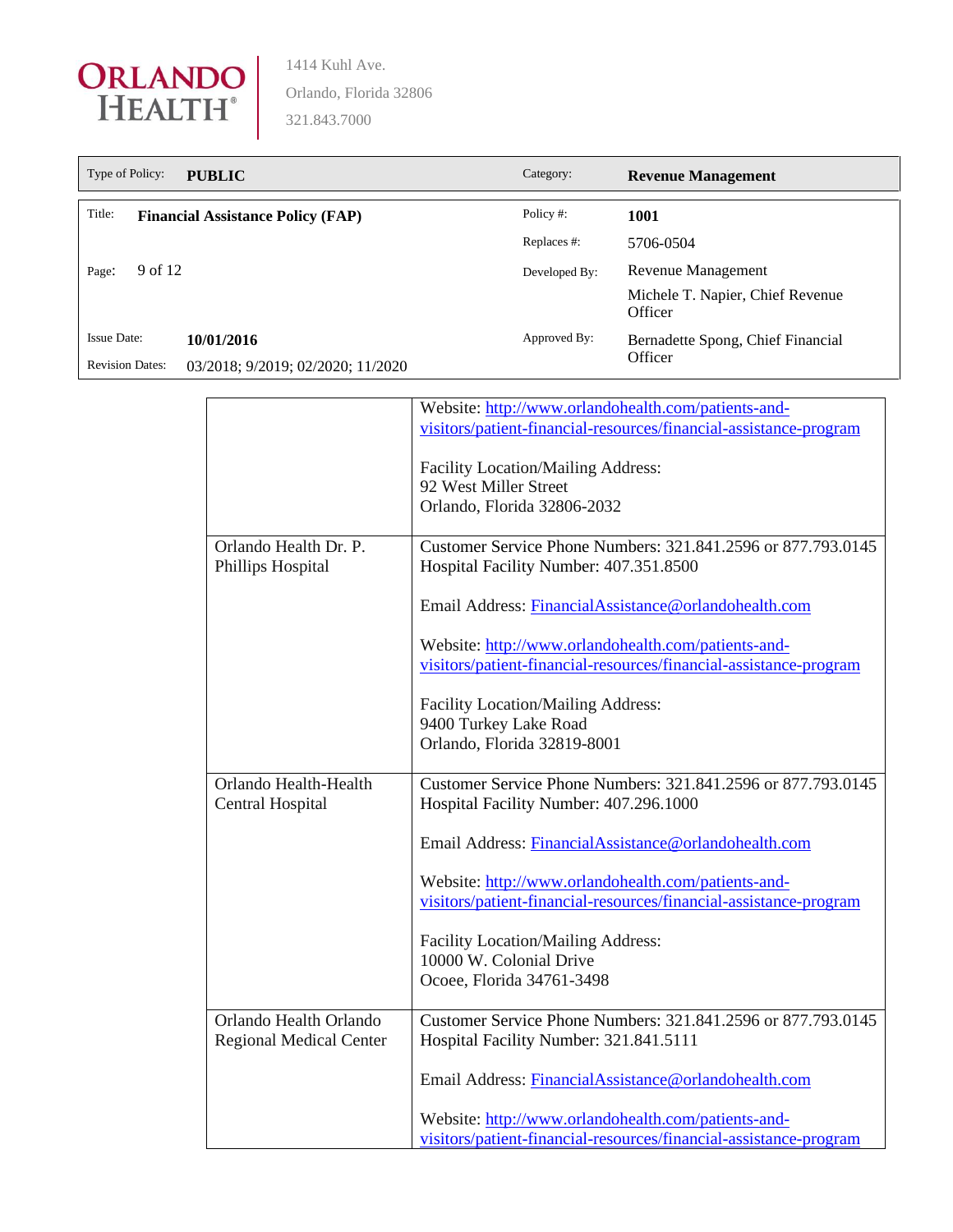| | |
|---|---|
| | Website: http://www.orlandohealth.com/patients-and-visitors/patient-financial-resources/financial-assistance-program<br><br>Facility Location/Mailing Address:<br>92 West Miller Street<br>Orlando, Florida 32806-2032 |
| Orlando Health Dr. P. Phillips Hospital | Customer Service Phone Numbers: 321.841.2596 or 877.793.0145<br>Hospital Facility Number: 407.351.8500<br><br>Email Address: FinancialAssistance@orlandohealth.com<br><br>Website: http://www.orlandohealth.com/patients-and-visitors/patient-financial-resources/financial-assistance-program<br><br>Facility Location/Mailing Address:<br>9400 Turkey Lake Road<br>Orlando, Florida 32819-8001 |
| Orlando Health-Health Central Hospital | Customer Service Phone Numbers: 321.841.2596 or 877.793.0145<br>Hospital Facility Number: 407.296.1000<br><br>Email Address: FinancialAssistance@orlandohealth.com<br><br>Website: http://www.orlandohealth.com/patients-and-visitors/patient-financial-resources/financial-assistance-program<br><br>Facility Location/Mailing Address:<br>10000 W. Colonial Drive<br>Ocoee, Florida 34761-3498 |
| Orlando Health Orlando Regional Medical Center | Customer Service Phone Numbers: 321.841.2596 or 877.793.0145<br>Hospital Facility Number: 321.841.5111<br><br>Email Address: FinancialAssistance@orlandohealth.com<br><br>Website: http://www.orlandohealth.com/patients-and-visitors/patient-financial-resources/financial-assistance-program |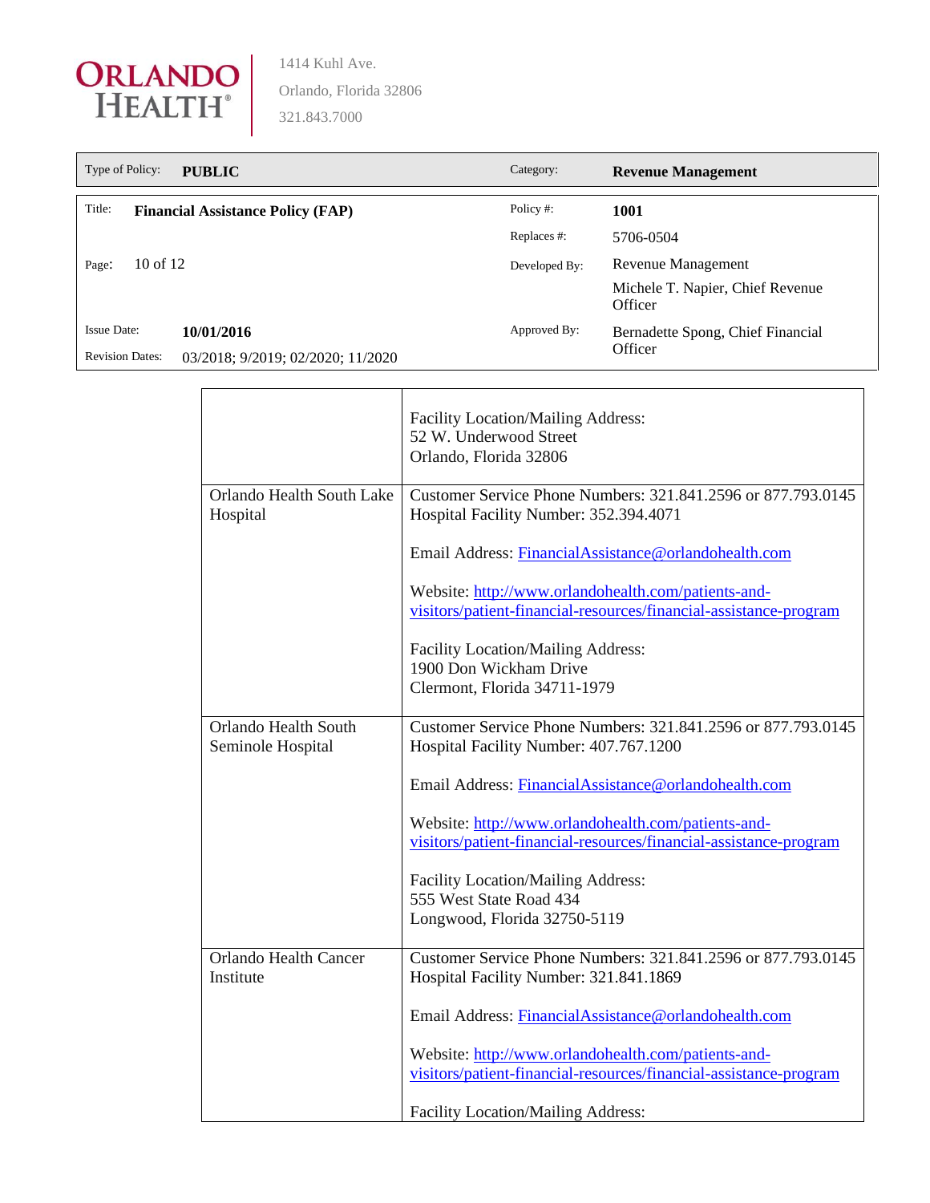| | |
|---|---|
| | Facility Location/Mailing Address:<br>52 W. Underwood Street<br>Orlando, Florida 32806 |
| Orlando Health South Lake Hospital | Customer Service Phone Numbers: 321.841.2596 or 877.793.0145<br>Hospital Facility Number: 352.394.4071<br><br>Email Address: FinancialAssistance@orlandohealth.com<br><br>Website: http://www.orlandohealth.com/patients-and-visitors/patient-financial-resources/financial-assistance-program<br><br>Facility Location/Mailing Address:<br>1900 Don Wickham Drive<br>Clermont, Florida 34711-1979 |
| Orlando Health South Seminole Hospital | Customer Service Phone Numbers: 321.841.2596 or 877.793.0145<br>Hospital Facility Number: 407.767.1200<br><br>Email Address: FinancialAssistance@orlandohealth.com<br><br>Website: http://www.orlandohealth.com/patients-and-visitors/patient-financial-resources/financial-assistance-program<br><br>Facility Location/Mailing Address:<br>555 West State Road 434<br>Longwood, Florida 32750-5119 |
| Orlando Health Cancer Institute | Customer Service Phone Numbers: 321.841.2596 or 877.793.0145<br>Hospital Facility Number: 321.841.1869<br><br>Email Address: FinancialAssistance@orlandohealth.com<br><br>Website: http://www.orlandohealth.com/patients-and-visitors/patient-financial-resources/financial-assistance-program<br><br>Facility Location/Mailing Address: |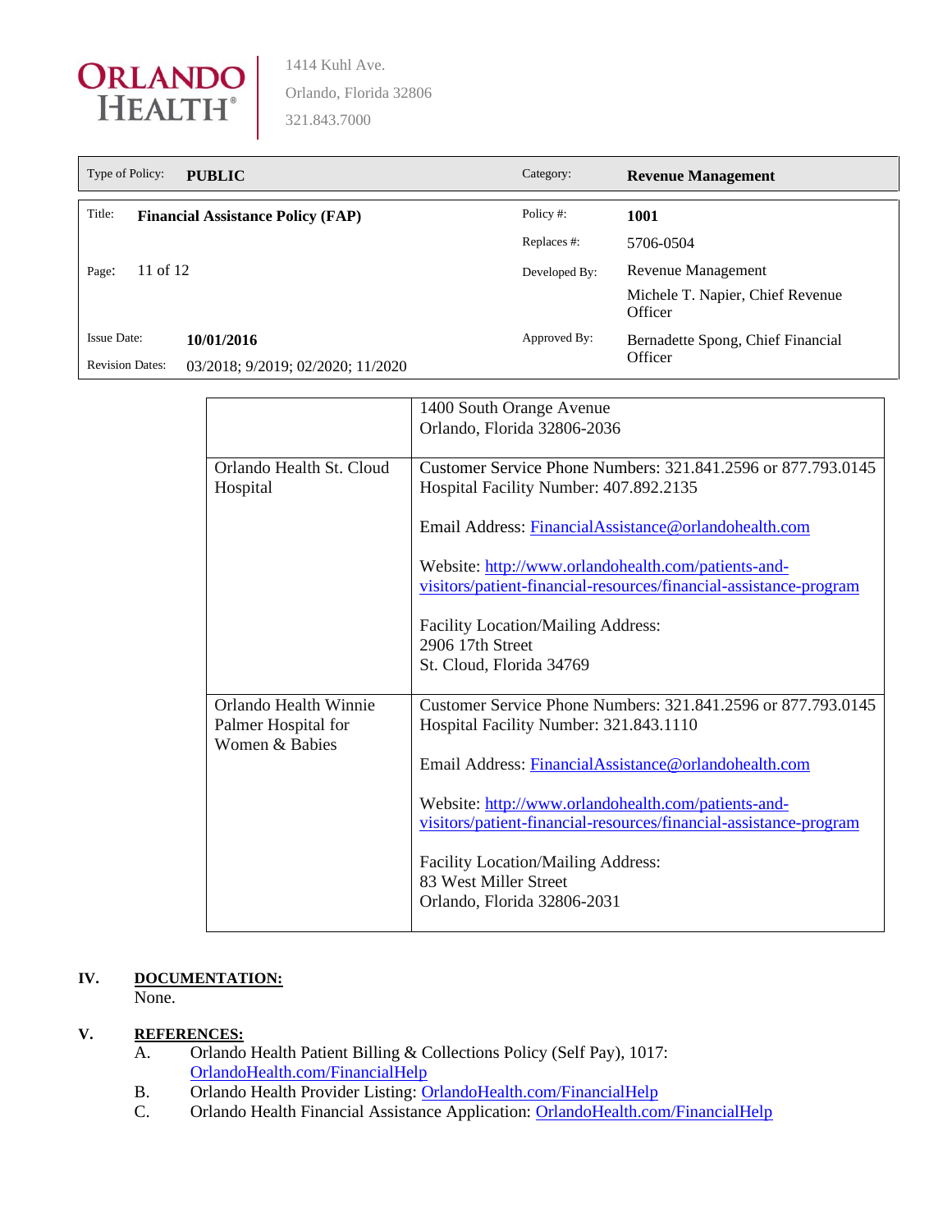| | |
|---|---|
| | 1400 South Orange Avenue<br>Orlando, Florida 32806-2036 |
| Orlando Health St. Cloud Hospital | Customer Service Phone Numbers: 321.841.2596 or 877.793.0145<br>Hospital Facility Number: 407.892.2135<br><br>Email Address: FinancialAssistance@orlandohealth.com<br><br>Website: http://www.orlandohealth.com/patients-and-visitors/patient-financial-resources/financial-assistance-program<br><br>Facility Location/Mailing Address:<br>2906 17th Street<br>St. Cloud, Florida 34769 |
| Orlando Health Winnie Palmer Hospital for Women & Babies | Customer Service Phone Numbers: 321.841.2596 or 877.793.0145<br>Hospital Facility Number: 321.843.1110<br><br>Email Address: FinancialAssistance@orlandohealth.com<br><br>Website: http://www.orlandohealth.com/patients-and-visitors/patient-financial-resources/financial-assistance-program<br><br>Facility Location/Mailing Address:<br>83 West Miller Street<br>Orlando, Florida 32806-2031 |

## IV. DOCUMENTATION:

None.

## V. REFERENCES:

A. Orlando Health Patient Billing & Collections Policy (Self Pay), 1017: OrlandoHealth.com/FinancialHelp

B. Orlando Health Provider Listing: OrlandoHealth.com/FinancialHelp

C. Orlando Health Financial Assistance Application: OrlandoHealth.com/FinancialHelp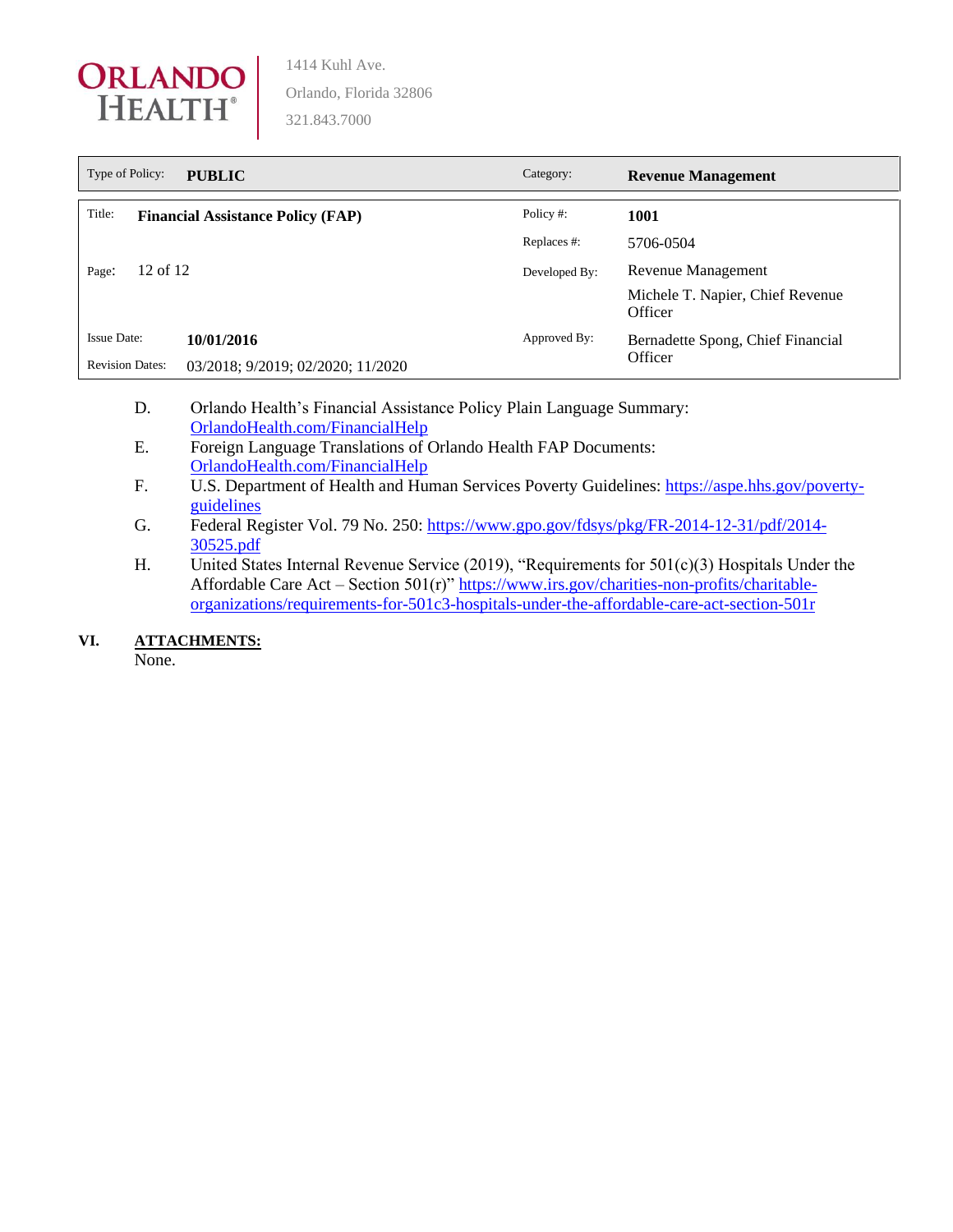D. Orlando Health's Financial Assistance Policy Plain Language Summary: [OrlandoHealth.com/FinancialHelp](OrlandoHealth.com/FinancialHelp)

E. Foreign Language Translations of Orlando Health FAP Documents: [OrlandoHealth.com/FinancialHelp](OrlandoHealth.com/FinancialHelp)

F. U.S. Department of Health and Human Services Poverty Guidelines: [https://aspe.hhs.gov/poverty-guidelines](https://aspe.hhs.gov/poverty-guidelines)

G. Federal Register Vol. 79 No. 250: [https://www.gpo.gov/fdsys/pkg/FR-2014-12-31/pdf/2014-30525.pdf](https://www.gpo.gov/fdsys/pkg/FR-2014-12-31/pdf/2014-30525.pdf)

H. United States Internal Revenue Service (2019), "Requirements for 501(c)(3) Hospitals Under the Affordable Care Act – Section 501(r)" [https://www.irs.gov/charities-non-profits/charitable-organizations/requirements-for-501c3-hospitals-under-the-affordable-care-act-section-501r](https://www.irs.gov/charities-non-profits/charitable-organizations/requirements-for-501c3-hospitals-under-the-affordable-care-act-section-501r)

## VI. ATTACHMENTS:

None.